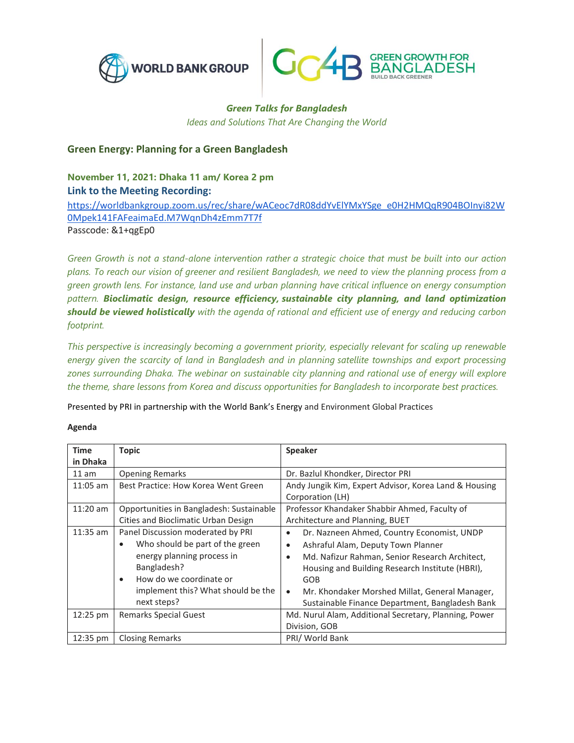WORLD BANK GROUP | GREEN GROWTH FOR BANGLADESH — BUILD BACK GREENER

*Green Talks for Bangladesh*

*Ideas and Solutions That Are Changing the World*

## Green Energy: Planning for a Green Bangladesh

**November 11, 2021: Dhaka 11 am/ Korea 2 pm**

**Link to the Meeting Recording:**

https://worldbankgroup.zoom.us/rec/share/wACeoc7dR08ddYvElYMxYSge_e0H2HMQqR904BOInyi82W0Mpek141FAFeaimaEd.M7WqnDh4zEmm7T7f

Passcode: &1+qgEp0

*Green Growth is not a stand-alone intervention rather a strategic choice that must be built into our action plans. To reach our vision of greener and resilient Bangladesh, we need to view the planning process from a green growth lens. For instance, land use and urban planning have critical influence on energy consumption pattern.* ***Bioclimatic design, resource efficiency, sustainable city planning, and land optimization should be viewed holistically*** *with the agenda of rational and efficient use of energy and reducing carbon footprint.*

*This perspective is increasingly becoming a government priority, especially relevant for scaling up renewable energy given the scarcity of land in Bangladesh and in planning satellite townships and export processing zones surrounding Dhaka. The webinar on sustainable city planning and rational use of energy will explore the theme, share lessons from Korea and discuss opportunities for Bangladesh to incorporate best practices.*

Presented by PRI in partnership with the World Bank's Energy and Environment Global Practices

**Agenda**

| Time in Dhaka | Topic | Speaker |
|---|---|---|
| 11 am | Opening Remarks | Dr. Bazlul Khondker, Director PRI |
| 11:05 am | Best Practice: How Korea Went Green | Andy Jungik Kim, Expert Advisor, Korea Land & Housing Corporation (LH) |
| 11:20 am | Opportunities in Bangladesh: Sustainable Cities and Bioclimatic Urban Design | Professor Khandaker Shabbir Ahmed, Faculty of Architecture and Planning, BUET |
| 11:35 am | Panel Discussion moderated by PRI<br>• Who should be part of the green energy planning process in Bangladesh?<br>• How do we coordinate or implement this? What should be the next steps? | • Dr. Nazneen Ahmed, Country Economist, UNDP<br>• Ashraful Alam, Deputy Town Planner<br>• Md. Nafizur Rahman, Senior Research Architect, Housing and Building Research Institute (HBRI), GOB<br>• Mr. Khondaker Morshed Millat, General Manager, Sustainable Finance Department, Bangladesh Bank |
| 12:25 pm | Remarks Special Guest | Md. Nurul Alam, Additional Secretary, Planning, Power Division, GOB |
| 12:35 pm | Closing Remarks | PRI/ World Bank |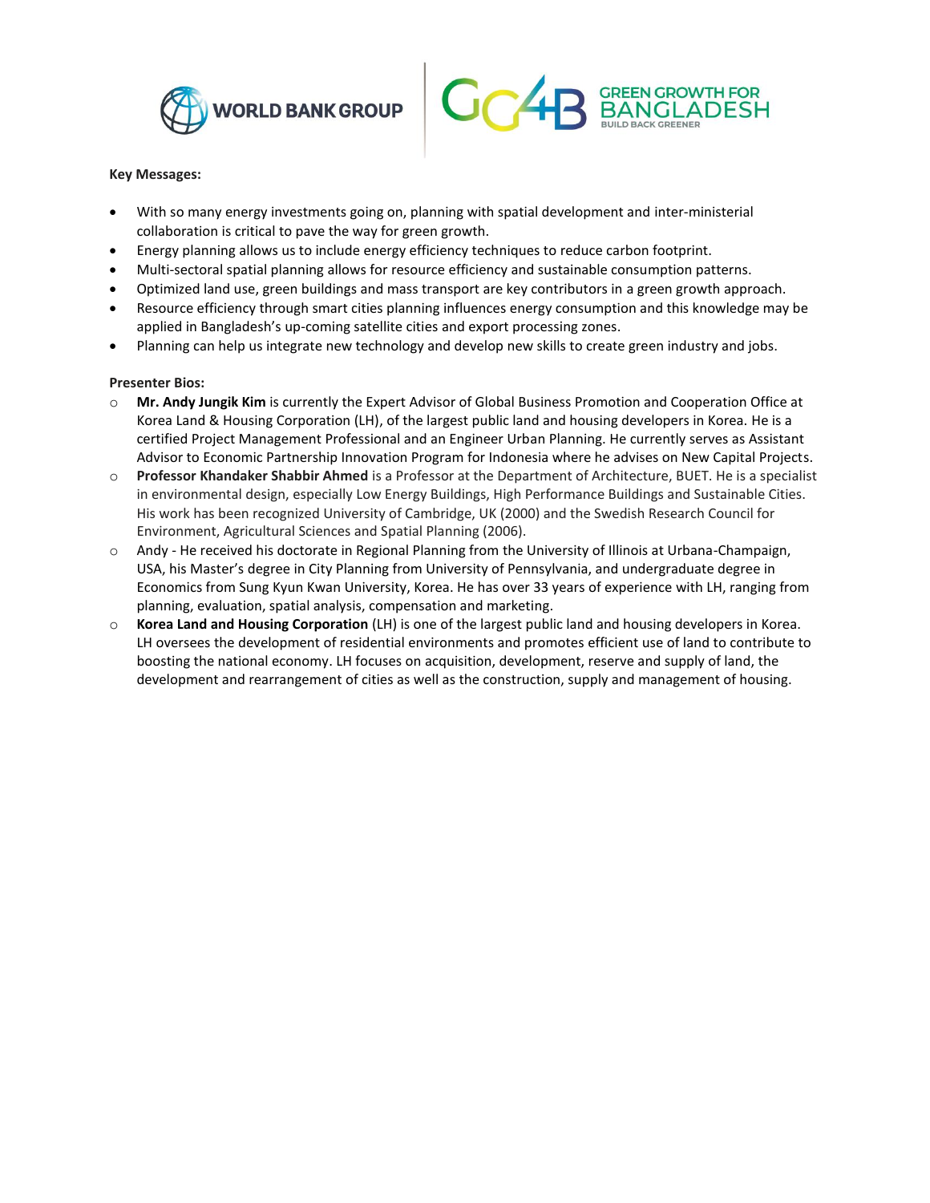**Key Messages:**

- With so many energy investments going on, planning with spatial development and inter-ministerial collaboration is critical to pave the way for green growth.
- Energy planning allows us to include energy efficiency techniques to reduce carbon footprint.
- Multi-sectoral spatial planning allows for resource efficiency and sustainable consumption patterns.
- Optimized land use, green buildings and mass transport are key contributors in a green growth approach.
- Resource efficiency through smart cities planning influences energy consumption and this knowledge may be applied in Bangladesh's up-coming satellite cities and export processing zones.
- Planning can help us integrate new technology and develop new skills to create green industry and jobs.

**Presenter Bios:**

- **Mr. Andy Jungik Kim** is currently the Expert Advisor of Global Business Promotion and Cooperation Office at Korea Land & Housing Corporation (LH), of the largest public land and housing developers in Korea. He is a certified Project Management Professional and an Engineer Urban Planning. He currently serves as Assistant Advisor to Economic Partnership Innovation Program for Indonesia where he advises on New Capital Projects.
- **Professor Khandaker Shabbir Ahmed** is a Professor at the Department of Architecture, BUET. He is a specialist in environmental design, especially Low Energy Buildings, High Performance Buildings and Sustainable Cities. His work has been recognized University of Cambridge, UK (2000) and the Swedish Research Council for Environment, Agricultural Sciences and Spatial Planning (2006).
- Andy - He received his doctorate in Regional Planning from the University of Illinois at Urbana-Champaign, USA, his Master's degree in City Planning from University of Pennsylvania, and undergraduate degree in Economics from Sung Kyun Kwan University, Korea. He has over 33 years of experience with LH, ranging from planning, evaluation, spatial analysis, compensation and marketing.
- **Korea Land and Housing Corporation** (LH) is one of the largest public land and housing developers in Korea. LH oversees the development of residential environments and promotes efficient use of land to contribute to boosting the national economy. LH focuses on acquisition, development, reserve and supply of land, the development and rearrangement of cities as well as the construction, supply and management of housing.